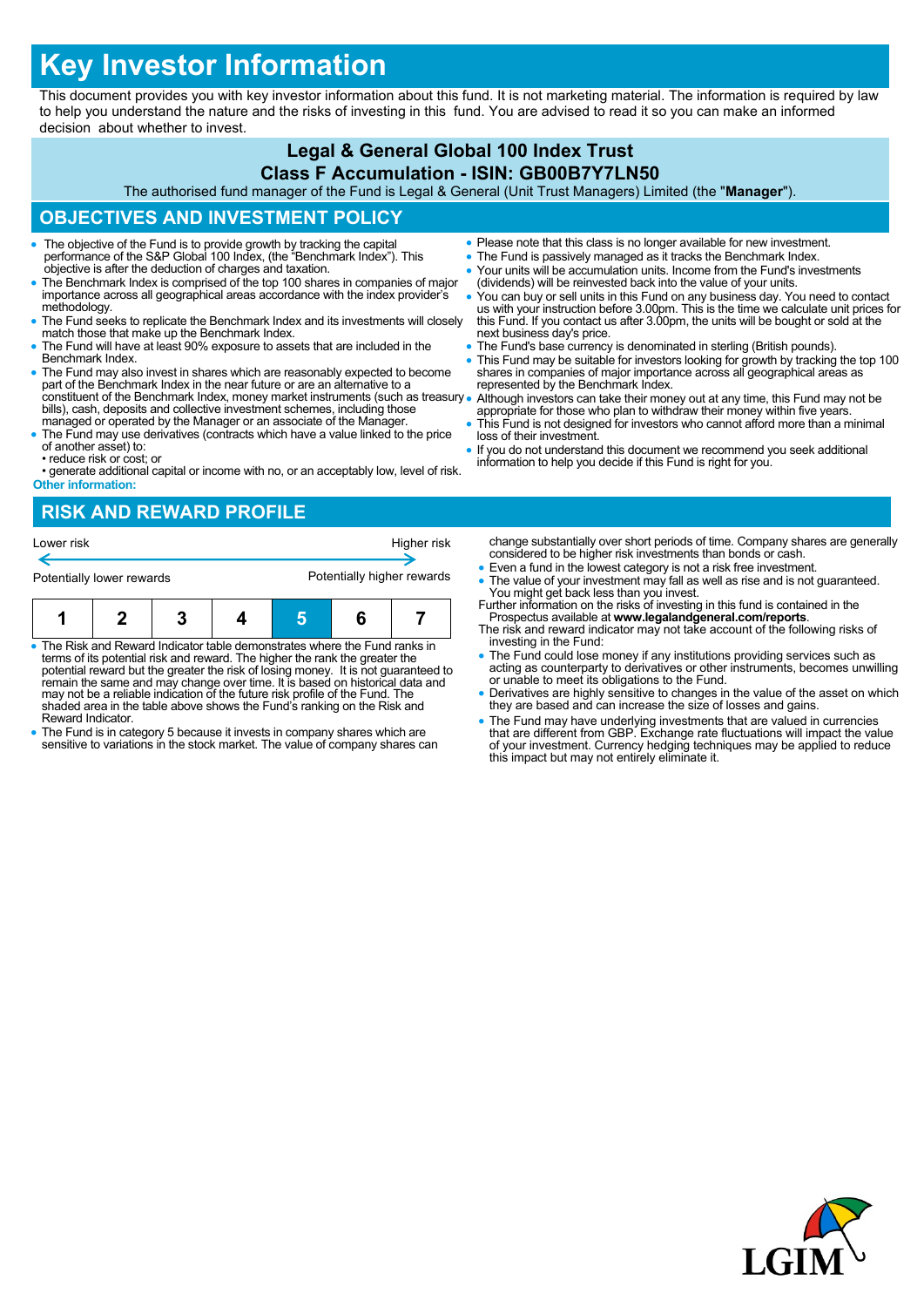# Key Investor Information

This document provides you with key investor information about this fund. It is not marketing material. The information is required by law to help you understand the nature and the risks of investing in this fund. You are advised to read it so you can make an informed decision about whether to invest.

## Legal & General Global 100 Index Trust
## Class F Accumulation - ISIN: GB00B7Y7LN50

The authorised fund manager of the Fund is Legal & General (Unit Trust Managers) Limited (the "**Manager**").

## OBJECTIVES AND INVESTMENT POLICY

- The objective of the Fund is to provide growth by tracking the capital performance of the S&P Global 100 Index, (the "Benchmark Index"). This objective is after the deduction of charges and taxation.
- The Benchmark Index is comprised of the top 100 shares in companies of major importance across all geographical areas accordance with the index provider's methodology.
- The Fund seeks to replicate the Benchmark Index and its investments will closely match those that make up the Benchmark Index.
- The Fund will have at least 90% exposure to assets that are included in the Benchmark Index.
- The Fund may also invest in shares which are reasonably expected to become part of the Benchmark Index in the near future or are an alternative to a constituent of the Benchmark Index, money market instruments (such as treasury bills), cash, deposits and collective investment schemes, including those managed or operated by the Manager or an associate of the Manager.
- The Fund may use derivatives (contracts which have a value linked to the price of another asset) to:
  - • reduce risk or cost; or
  - • generate additional capital or income with no, or an acceptably low, level of risk.

**Other information:**

- Please note that this class is no longer available for new investment.
- The Fund is passively managed as it tracks the Benchmark Index.
- Your units will be accumulation units. Income from the Fund's investments (dividends) will be reinvested back into the value of your units.
- You can buy or sell units in this Fund on any business day. You need to contact us with your instruction before 3.00pm. This is the time we calculate unit prices for this Fund. If you contact us after 3.00pm, the units will be bought or sold at the next business day's price.
- The Fund's base currency is denominated in sterling (British pounds).
- This Fund may be suitable for investors looking for growth by tracking the top 100 shares in companies of major importance across all geographical areas as represented by the Benchmark Index.
- Although investors can take their money out at any time, this Fund may not be appropriate for those who plan to withdraw their money within five years.
- This Fund is not designed for investors who cannot afford more than a minimal loss of their investment.
- If you do not understand this document we recommend you seek additional information to help you decide if this Fund is right for you.

## RISK AND REWARD PROFILE

| Lower risk | | | | | | Higher risk |
|---|---|---|---|---|---|---|
| Potentially lower rewards | | | | | | Potentially higher rewards |
| 1 | 2 | 3 | 4 | **5** | 6 | 7 |

- The Risk and Reward Indicator table demonstrates where the Fund ranks in terms of its potential risk and reward. The higher the rank the greater the potential reward but the greater the risk of losing money. It is not guaranteed to remain the same and may change over time. It is based on historical data and may not be a reliable indication of the future risk profile of the Fund. The shaded area in the table above shows the Fund's ranking on the Risk and Reward Indicator.
- The Fund is in category 5 because it invests in company shares which are sensitive to variations in the stock market. The value of company shares can change substantially over short periods of time. Company shares are generally considered to be higher risk investments than bonds or cash.
- Even a fund in the lowest category is not a risk free investment.
- The value of your investment may fall as well as rise and is not guaranteed. You might get back less than you invest.

Further information on the risks of investing in this fund is contained in the Prospectus available at **www.legalandgeneral.com/reports**.

The risk and reward indicator may not take account of the following risks of investing in the Fund:

- The Fund could lose money if any institutions providing services such as acting as counterparty to derivatives or other instruments, becomes unwilling or unable to meet its obligations to the Fund.
- Derivatives are highly sensitive to changes in the value of the asset on which they are based and can increase the size of losses and gains.
- The Fund may have underlying investments that are valued in currencies that are different from GBP. Exchange rate fluctuations will impact the value of your investment. Currency hedging techniques may be applied to reduce this impact but may not entirely eliminate it.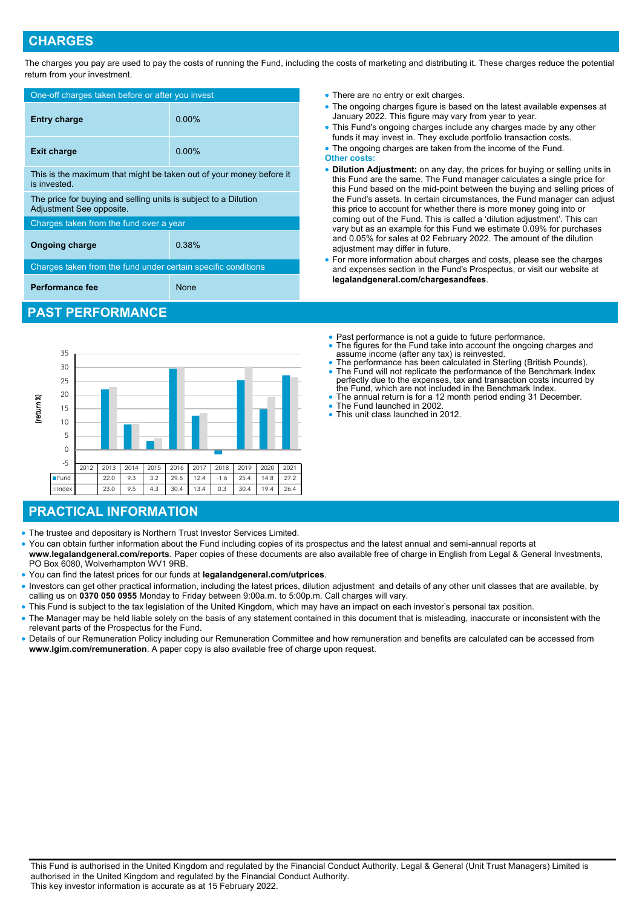## CHARGES

The charges you pay are used to pay the costs of running the Fund, including the costs of marketing and distributing it. These charges reduce the potential return from your investment.

| One-off charges taken before or after you invest | |
|---|---|
| **Entry charge** | 0.00% |
| **Exit charge** | 0.00% |
| This is the maximum that might be taken out of your money before it is invested. | |
| The price for buying and selling units is subject to a Dilution Adjustment See opposite. | |
| Charges taken from the fund over a year | |
| **Ongoing charge** | 0.38% |
| Charges taken from the fund under certain specific conditions | |
| **Performance fee** | None |

- There are no entry or exit charges.
- The ongoing charges figure is based on the latest available expenses at January 2022. This figure may vary from year to year.
- This Fund's ongoing charges include any charges made by any other funds it may invest in. They exclude portfolio transaction costs.
- The ongoing charges are taken from the income of the Fund.

**Other costs:**

- **Dilution Adjustment:** on any day, the prices for buying or selling units in this Fund are the same. The Fund manager calculates a single price for this Fund based on the mid-point between the buying and selling prices of the Fund's assets. In certain circumstances, the Fund manager can adjust this price to account for whether there is more money going into or coming out of the Fund. This is called a 'dilution adjustment'. This can vary but as an example for this Fund we estimate 0.09% for purchases and 0.05% for sales at 02 February 2022. The amount of the dilution adjustment may differ in future.
- For more information about charges and costs, please see the charges and expenses section in the Fund's Prospectus, or visit our website at **legalandgeneral.com/chargesandfees**.

## PAST PERFORMANCE

(return %)

35
30
25
20
15
10
5
0
-5

2012 2013 2014 2015 2016 2017 2018 2019 2020 2021

Fund: 22.0 9.3 3.2 29.6 12.4 -1.6 25.4 14.8 27.2

Index: 23.0 9.5 4.3 30.4 13.4 0.3 30.4 19.4 26.4

- Past performance is not a guide to future performance.
- The figures for the Fund take into account the ongoing charges and assume income (after any tax) is reinvested.
- The performance has been calculated in Sterling (British Pounds).
- The Fund will not replicate the performance of the Benchmark Index perfectly due to the expenses, tax and transaction costs incurred by the Fund, which are not included in the Benchmark Index.
- The annual return is for a 12 month period ending 31 December.
- The Fund launched in 2002.
- This unit class launched in 2012.

## PRACTICAL INFORMATION

- The trustee and depositary is Northern Trust Investor Services Limited.
- You can obtain further information about the Fund including copies of its prospectus and the latest annual and semi-annual reports at **www.legalandgeneral.com/reports**. Paper copies of these documents are also available free of charge in English from Legal & General Investments, PO Box 6080, Wolverhampton WV1 9RB.
- You can find the latest prices for our funds at **legalandgeneral.com/utprices**.
- Investors can get other practical information, including the latest prices, dilution adjustment and details of any other unit classes that are available, by calling us on **0370 050 0955** Monday to Friday between 9:00a.m. to 5:00p.m. Call charges will vary.
- This Fund is subject to the tax legislation of the United Kingdom, which may have an impact on each investor's personal tax position.
- The Manager may be held liable solely on the basis of any statement contained in this document that is misleading, inaccurate or inconsistent with the relevant parts of the Prospectus for the Fund.
- Details of our Remuneration Policy including our Remuneration Committee and how remuneration and benefits are calculated can be accessed from **www.lgim.com/remuneration**. A paper copy is also available free of charge upon request.

This Fund is authorised in the United Kingdom and regulated by the Financial Conduct Authority. Legal & General (Unit Trust Managers) Limited is authorised in the United Kingdom and regulated by the Financial Conduct Authority.
This key investor information is accurate as at 15 February 2022.